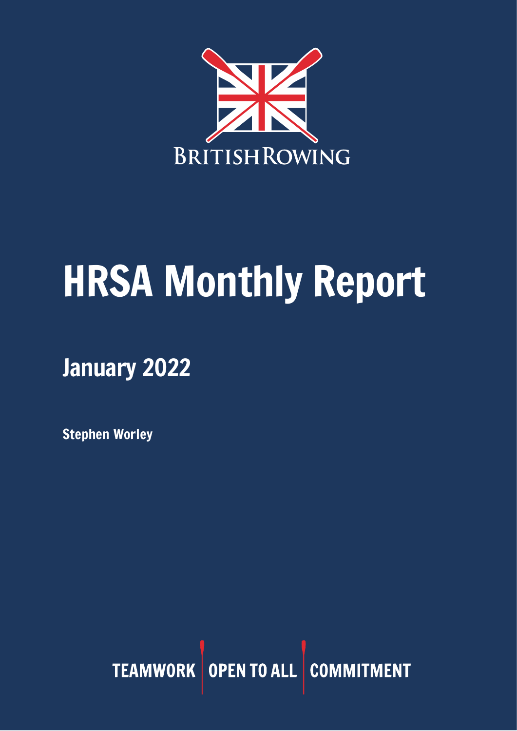BRITISH ROWING

# HRSA Monthly Report

## January 2022

**Stephen Worley**

TEAMWORK | OPEN TO ALL | COMMITMENT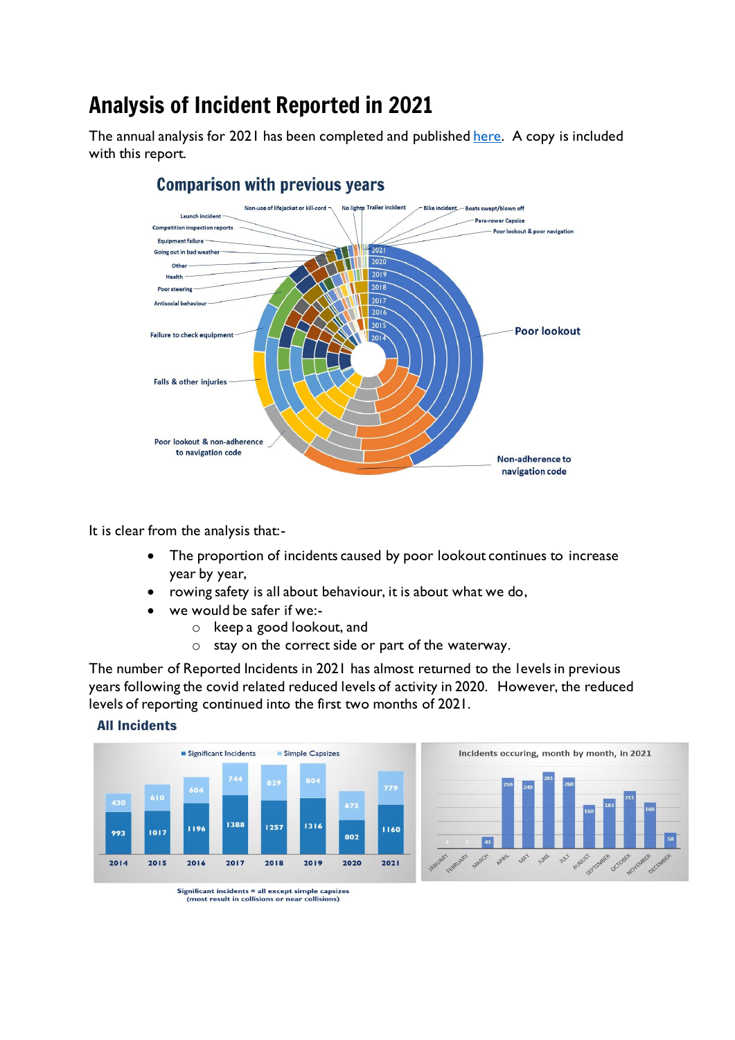# Analysis of Incident Reported in 2021

The annual analysis for 2021 has been completed and published here. A copy is included with this report.

## Comparison with previous years

It is clear from the analysis that:-

- The proportion of incidents caused by poor lookout continues to increase year by year,
- rowing safety is all about behaviour, it is about what we do,
- we would be safer if we:-
    - keep a good lookout, and
    - stay on the correct side or part of the waterway.

The number of Reported Incidents in 2021 has almost returned to the levels in previous years following the covid related reduced levels of activity in 2020. However, the reduced levels of reporting continued into the first two months of 2021.

## All Incidents

| Year | Significant Incidents | Simple Capsizes |
|---|---|---|
| 2014 | 993 | 430 |
| 2015 | 1017 | 610 |
| 2016 | 1196 | 604 |
| 2017 | 1388 | 744 |
| 2018 | 1257 | 829 |
| 2019 | 1316 | 804 |
| 2020 | 802 | 675 |
| 2021 | 1160 | 779 |

Significant incidents = all except simple capsizes (most result in collisions or near collisions)

Incidents occuring, month by month, in 2021

| Month | Incidents |
|---|---|
| January | 2 |
| February | 2 |
| March | 43 |
| April | 259 |
| May | 249 |
| June | 281 |
| July | 260 |
| August | 160 |
| September | 183 |
| October | 211 |
| November | 168 |
| December | 58 |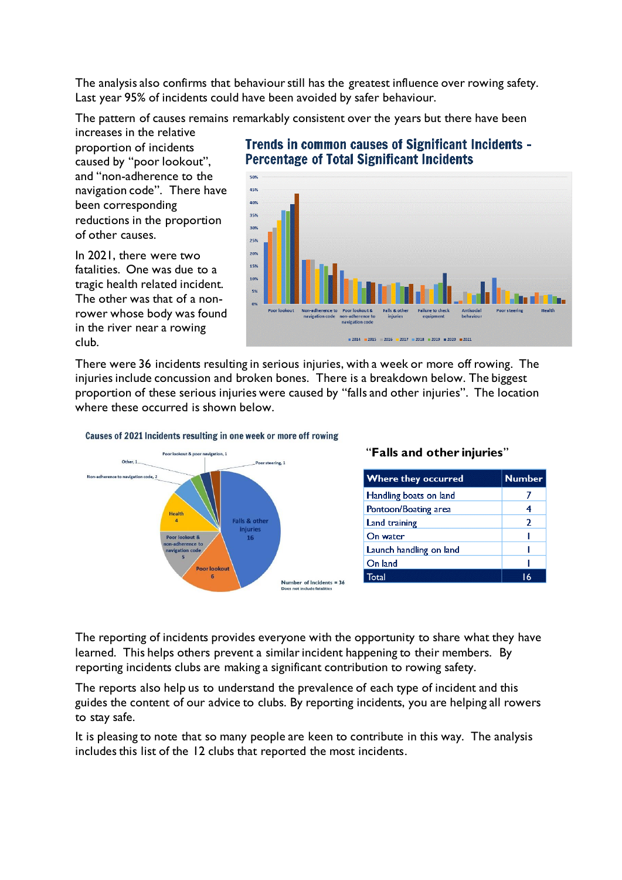The analysis also confirms that behaviour still has the greatest influence over rowing safety. Last year 95% of incidents could have been avoided by safer behaviour.

The pattern of causes remains remarkably consistent over the years but there have been increases in the relative proportion of incidents caused by "poor lookout", and "non-adherence to the navigation code". There have been corresponding reductions in the proportion of other causes.

In 2021, there were two fatalities. One was due to a tragic health related incident. The other was that of a non-rower whose body was found in the river near a rowing club.

**Trends in common causes of Significant Incidents - Percentage of Total Significant Incidents**

There were 36 incidents resulting in serious injuries, with a week or more off rowing. The injuries include concussion and broken bones. There is a breakdown below. The biggest proportion of these serious injuries were caused by "falls and other injuries". The location where these occurred is shown below.

**Causes of 2021 Incidents resulting in one week or more off rowing**

**"Falls and other injuries"**

| Where they occurred | Number |
|---|---|
| Handling boats on land | 7 |
| Pontoon/Boating area | 4 |
| Land training | 2 |
| On water | 1 |
| Launch handling on land | 1 |
| On land | 1 |
| Total | 16 |

The reporting of incidents provides everyone with the opportunity to share what they have learned. This helps others prevent a similar incident happening to their members. By reporting incidents clubs are making a significant contribution to rowing safety.

The reports also help us to understand the prevalence of each type of incident and this guides the content of our advice to clubs. By reporting incidents, you are helping all rowers to stay safe.

It is pleasing to note that so many people are keen to contribute in this way. The analysis includes this list of the 12 clubs that reported the most incidents.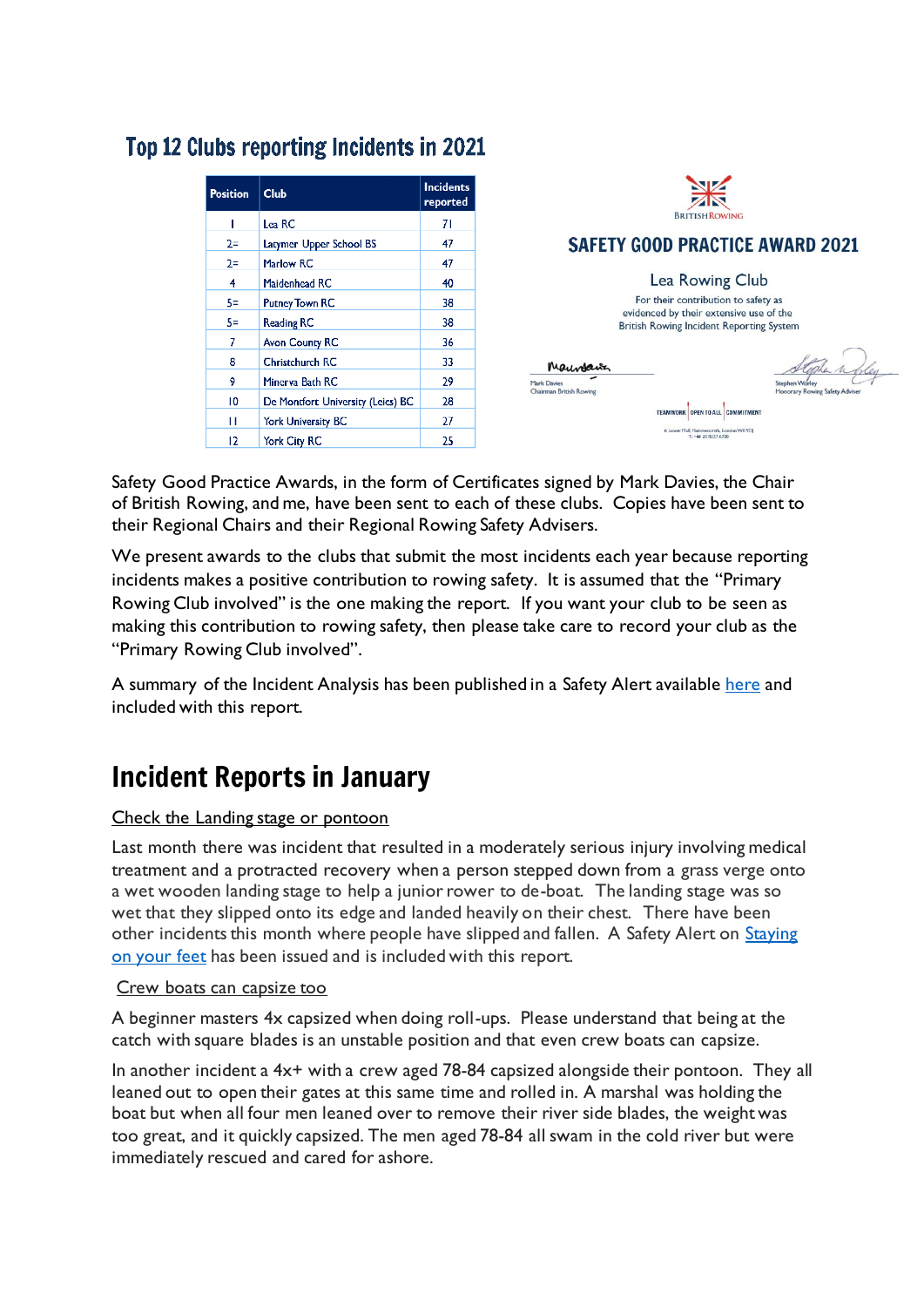## Top 12 Clubs reporting Incidents in 2021

| Position | Club | Incidents reported |
|---|---|---|
| 1 | Lea RC | 71 |
| 2= | Latymer Upper School BS | 47 |
| 2= | Marlow RC | 47 |
| 4 | Maidenhead RC | 40 |
| 5= | Putney Town RC | 38 |
| 5= | Reading RC | 38 |
| 7 | Avon County RC | 36 |
| 8 | Christchurch RC | 33 |
| 9 | Minerva Bath RC | 29 |
| 10 | De Montfort University (Leics) BC | 28 |
| 11 | York University BC | 27 |
| 12 | York City RC | 25 |

BRITISH ROWING

**SAFETY GOOD PRACTICE AWARD 2021**

Lea Rowing Club

For their contribution to safety as evidenced by their extensive use of the British Rowing Incident Reporting System

Mark Davies
Chairman British Rowing

Stephen Worley
Honorary Rowing Safety Adviser

TEAMWORK | OPEN TO ALL | COMMITMENT

Safety Good Practice Awards, in the form of Certificates signed by Mark Davies, the Chair of British Rowing, and me, have been sent to each of these clubs. Copies have been sent to their Regional Chairs and their Regional Rowing Safety Advisers.

We present awards to the clubs that submit the most incidents each year because reporting incidents makes a positive contribution to rowing safety. It is assumed that the "Primary Rowing Club involved" is the one making the report. If you want your club to be seen as making this contribution to rowing safety, then please take care to record your club as the "Primary Rowing Club involved".

A summary of the Incident Analysis has been published in a Safety Alert available here and included with this report.

# Incident Reports in January

Check the Landing stage or pontoon

Last month there was incident that resulted in a moderately serious injury involving medical treatment and a protracted recovery when a person stepped down from a grass verge onto a wet wooden landing stage to help a junior rower to de-boat. The landing stage was so wet that they slipped onto its edge and landed heavily on their chest. There have been other incidents this month where people have slipped and fallen. A Safety Alert on Staying on your feet has been issued and is included with this report.

Crew boats can capsize too

A beginner masters 4x capsized when doing roll-ups. Please understand that being at the catch with square blades is an unstable position and that even crew boats can capsize.

In another incident a 4x+ with a crew aged 78-84 capsized alongside their pontoon. They all leaned out to open their gates at this same time and rolled in. A marshal was holding the boat but when all four men leaned over to remove their river side blades, the weight was too great, and it quickly capsized. The men aged 78-84 all swam in the cold river but were immediately rescued and cared for ashore.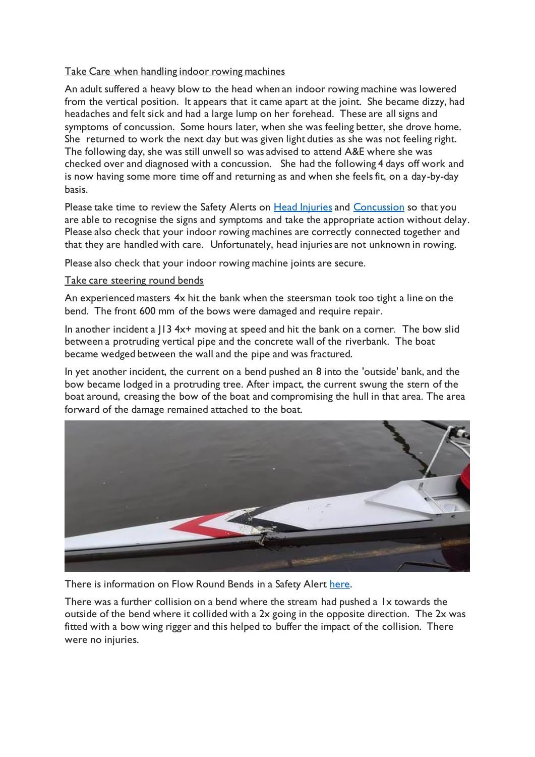Take Care when handling indoor rowing machines

An adult suffered a heavy blow to the head when an indoor rowing machine was lowered from the vertical position. It appears that it came apart at the joint. She became dizzy, had headaches and felt sick and had a large lump on her forehead. These are all signs and symptoms of concussion. Some hours later, when she was feeling better, she drove home. She returned to work the next day but was given light duties as she was not feeling right. The following day, she was still unwell so was advised to attend A&E where she was checked over and diagnosed with a concussion. She had the following 4 days off work and is now having some more time off and returning as and when she feels fit, on a day-by-day basis.

Please take time to review the Safety Alerts on Head Injuries and Concussion so that you are able to recognise the signs and symptoms and take the appropriate action without delay. Please also check that your indoor rowing machines are correctly connected together and that they are handled with care. Unfortunately, head injuries are not unknown in rowing.

Please also check that your indoor rowing machine joints are secure.

Take care steering round bends

An experienced masters 4x hit the bank when the steersman took too tight a line on the bend. The front 600 mm of the bows were damaged and require repair.

In another incident a J13 4x+ moving at speed and hit the bank on a corner. The bow slid between a protruding vertical pipe and the concrete wall of the riverbank. The boat became wedged between the wall and the pipe and was fractured.

In yet another incident, the current on a bend pushed an 8 into the 'outside' bank, and the bow became lodged in a protruding tree. After impact, the current swung the stern of the boat around, creasing the bow of the boat and compromising the hull in that area. The area forward of the damage remained attached to the boat.

There is information on Flow Round Bends in a Safety Alert here.

There was a further collision on a bend where the stream had pushed a 1x towards the outside of the bend where it collided with a 2x going in the opposite direction. The 2x was fitted with a bow wing rigger and this helped to buffer the impact of the collision. There were no injuries.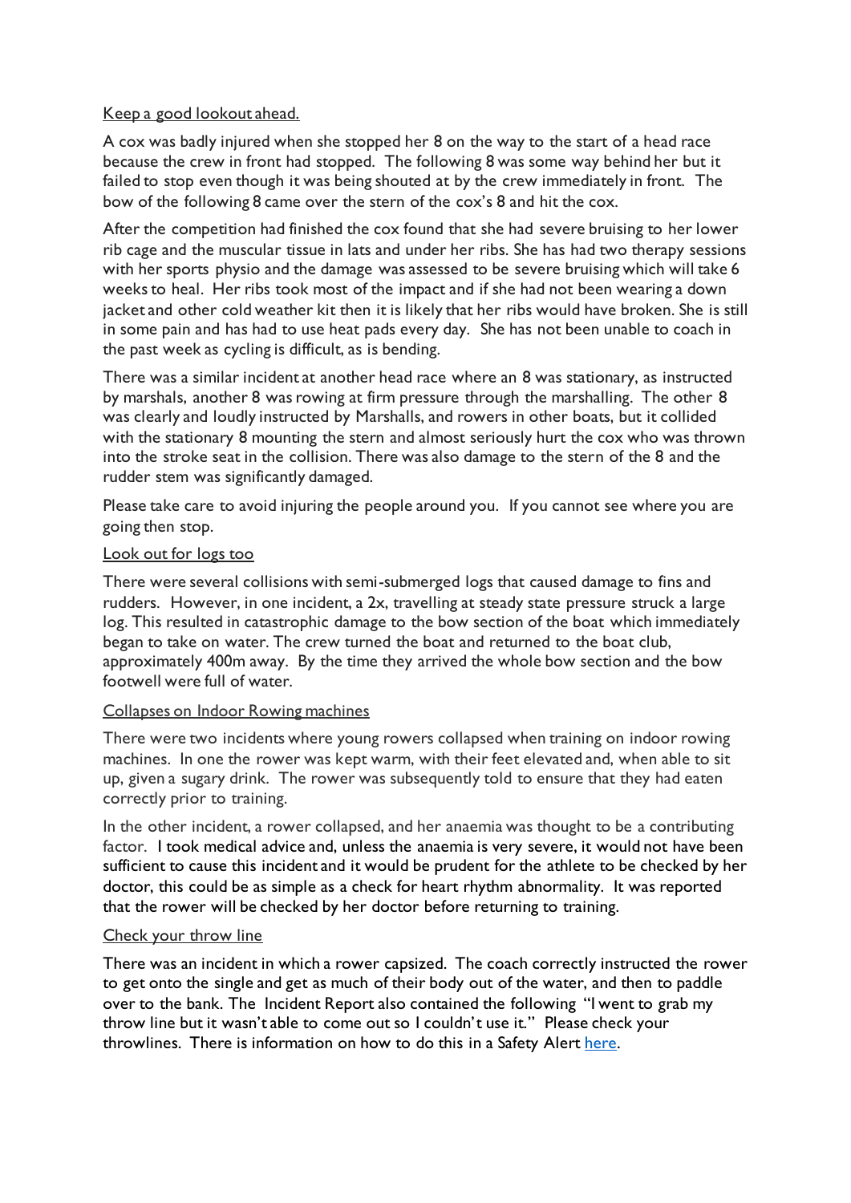Keep a good lookout ahead.

A cox was badly injured when she stopped her 8 on the way to the start of a head race because the crew in front had stopped. The following 8 was some way behind her but it failed to stop even though it was being shouted at by the crew immediately in front. The bow of the following 8 came over the stern of the cox's 8 and hit the cox.

After the competition had finished the cox found that she had severe bruising to her lower rib cage and the muscular tissue in lats and under her ribs. She has had two therapy sessions with her sports physio and the damage was assessed to be severe bruising which will take 6 weeks to heal. Her ribs took most of the impact and if she had not been wearing a down jacket and other cold weather kit then it is likely that her ribs would have broken. She is still in some pain and has had to use heat pads every day. She has not been unable to coach in the past week as cycling is difficult, as is bending.

There was a similar incident at another head race where an 8 was stationary, as instructed by marshals, another 8 was rowing at firm pressure through the marshalling. The other 8 was clearly and loudly instructed by Marshalls, and rowers in other boats, but it collided with the stationary 8 mounting the stern and almost seriously hurt the cox who was thrown into the stroke seat in the collision. There was also damage to the stern of the 8 and the rudder stem was significantly damaged.

Please take care to avoid injuring the people around you. If you cannot see where you are going then stop.

Look out for logs too

There were several collisions with semi-submerged logs that caused damage to fins and rudders. However, in one incident, a 2x, travelling at steady state pressure struck a large log. This resulted in catastrophic damage to the bow section of the boat which immediately began to take on water. The crew turned the boat and returned to the boat club, approximately 400m away. By the time they arrived the whole bow section and the bow footwell were full of water.

Collapses on Indoor Rowing machines

There were two incidents where young rowers collapsed when training on indoor rowing machines. In one the rower was kept warm, with their feet elevated and, when able to sit up, given a sugary drink. The rower was subsequently told to ensure that they had eaten correctly prior to training.

In the other incident, a rower collapsed, and her anaemia was thought to be a contributing factor. I took medical advice and, unless the anaemia is very severe, it would not have been sufficient to cause this incident and it would be prudent for the athlete to be checked by her doctor, this could be as simple as a check for heart rhythm abnormality. It was reported that the rower will be checked by her doctor before returning to training.

Check your throw line

There was an incident in which a rower capsized. The coach correctly instructed the rower to get onto the single and get as much of their body out of the water, and then to paddle over to the bank. The Incident Report also contained the following "I went to grab my throw line but it wasn't able to come out so I couldn't use it." Please check your throwlines. There is information on how to do this in a Safety Alert here.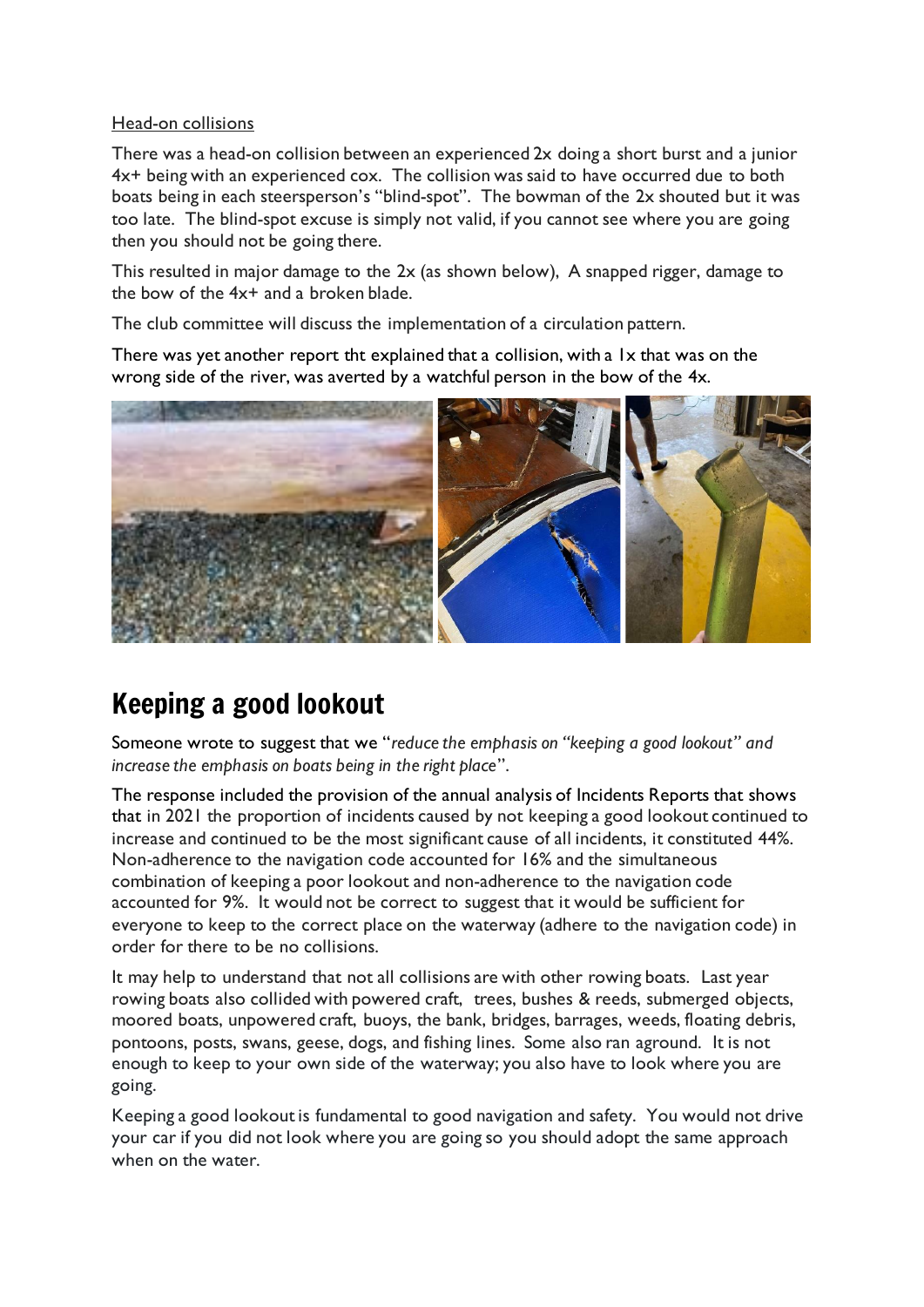Head-on collisions

There was a head-on collision between an experienced 2x doing a short burst and a junior 4x+ being with an experienced cox. The collision was said to have occurred due to both boats being in each steersperson's "blind-spot". The bowman of the 2x shouted but it was too late. The blind-spot excuse is simply not valid, if you cannot see where you are going then you should not be going there.

This resulted in major damage to the 2x (as shown below), A snapped rigger, damage to the bow of the 4x+ and a broken blade.

The club committee will discuss the implementation of a circulation pattern.

There was yet another report tht explained that a collision, with a 1x that was on the wrong side of the river, was averted by a watchful person in the bow of the 4x.

# Keeping a good lookout

Someone wrote to suggest that we "*reduce the emphasis on "keeping a good lookout" and increase the emphasis on boats being in the right place*".

The response included the provision of the annual analysis of Incidents Reports that shows that in 2021 the proportion of incidents caused by not keeping a good lookout continued to increase and continued to be the most significant cause of all incidents, it constituted 44%. Non-adherence to the navigation code accounted for 16% and the simultaneous combination of keeping a poor lookout and non-adherence to the navigation code accounted for 9%. It would not be correct to suggest that it would be sufficient for everyone to keep to the correct place on the waterway (adhere to the navigation code) in order for there to be no collisions.

It may help to understand that not all collisions are with other rowing boats. Last year rowing boats also collided with powered craft, trees, bushes & reeds, submerged objects, moored boats, unpowered craft, buoys, the bank, bridges, barrages, weeds, floating debris, pontoons, posts, swans, geese, dogs, and fishing lines. Some also ran aground. It is not enough to keep to your own side of the waterway; you also have to look where you are going.

Keeping a good lookout is fundamental to good navigation and safety. You would not drive your car if you did not look where you are going so you should adopt the same approach when on the water.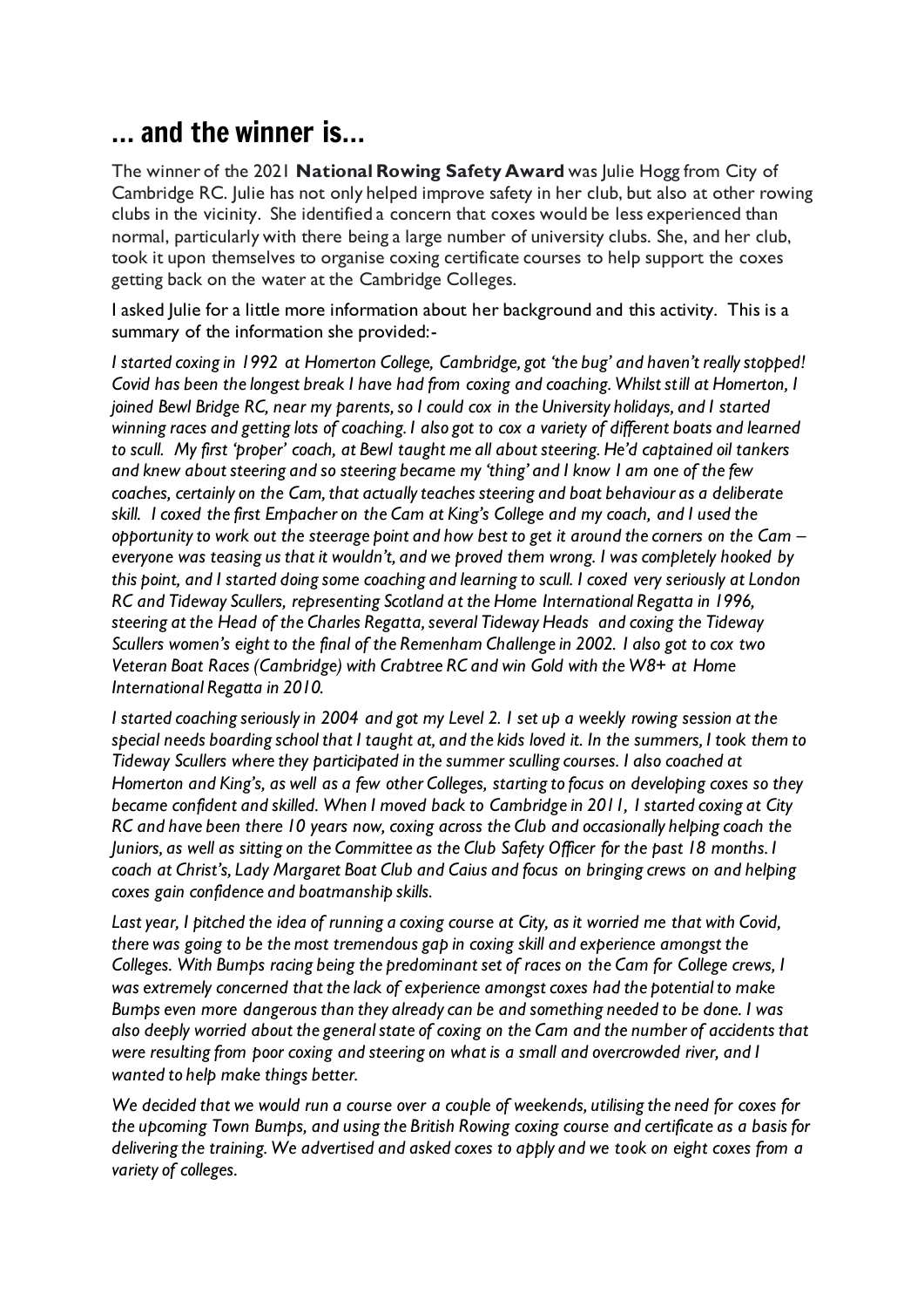## … and the winner is…

The winner of the 2021 **National Rowing Safety Award** was Julie Hogg from City of Cambridge RC. Julie has not only helped improve safety in her club, but also at other rowing clubs in the vicinity. She identified a concern that coxes would be less experienced than normal, particularly with there being a large number of university clubs. She, and her club, took it upon themselves to organise coxing certificate courses to help support the coxes getting back on the water at the Cambridge Colleges.

I asked Julie for a little more information about her background and this activity. This is a summary of the information she provided:-

*I started coxing in 1992 at Homerton College, Cambridge, got 'the bug' and haven't really stopped! Covid has been the longest break I have had from coxing and coaching. Whilst still at Homerton, I joined Bewl Bridge RC, near my parents, so I could cox in the University holidays, and I started winning races and getting lots of coaching. I also got to cox a variety of different boats and learned to scull. My first 'proper' coach, at Bewl taught me all about steering. He'd captained oil tankers and knew about steering and so steering became my 'thing' and I know I am one of the few coaches, certainly on the Cam, that actually teaches steering and boat behaviour as a deliberate skill. I coxed the first Empacher on the Cam at King's College and my coach, and I used the opportunity to work out the steerage point and how best to get it around the corners on the Cam – everyone was teasing us that it wouldn't, and we proved them wrong. I was completely hooked by this point, and I started doing some coaching and learning to scull. I coxed very seriously at London RC and Tideway Scullers, representing Scotland at the Home International Regatta in 1996, steering at the Head of the Charles Regatta, several Tideway Heads and coxing the Tideway Scullers women's eight to the final of the Remenham Challenge in 2002. I also got to cox two Veteran Boat Races (Cambridge) with Crabtree RC and win Gold with the W8+ at Home International Regatta in 2010.*

*I started coaching seriously in 2004 and got my Level 2. I set up a weekly rowing session at the special needs boarding school that I taught at, and the kids loved it. In the summers, I took them to Tideway Scullers where they participated in the summer sculling courses. I also coached at Homerton and King's, as well as a few other Colleges, starting to focus on developing coxes so they became confident and skilled. When I moved back to Cambridge in 2011, I started coxing at City RC and have been there 10 years now, coxing across the Club and occasionally helping coach the Juniors, as well as sitting on the Committee as the Club Safety Officer for the past 18 months. I coach at Christ's, Lady Margaret Boat Club and Caius and focus on bringing crews on and helping coxes gain confidence and boatmanship skills.*

*Last year, I pitched the idea of running a coxing course at City, as it worried me that with Covid, there was going to be the most tremendous gap in coxing skill and experience amongst the Colleges. With Bumps racing being the predominant set of races on the Cam for College crews, I was extremely concerned that the lack of experience amongst coxes had the potential to make Bumps even more dangerous than they already can be and something needed to be done. I was also deeply worried about the general state of coxing on the Cam and the number of accidents that were resulting from poor coxing and steering on what is a small and overcrowded river, and I wanted to help make things better.*

*We decided that we would run a course over a couple of weekends, utilising the need for coxes for the upcoming Town Bumps, and using the British Rowing coxing course and certificate as a basis for delivering the training. We advertised and asked coxes to apply and we took on eight coxes from a variety of colleges.*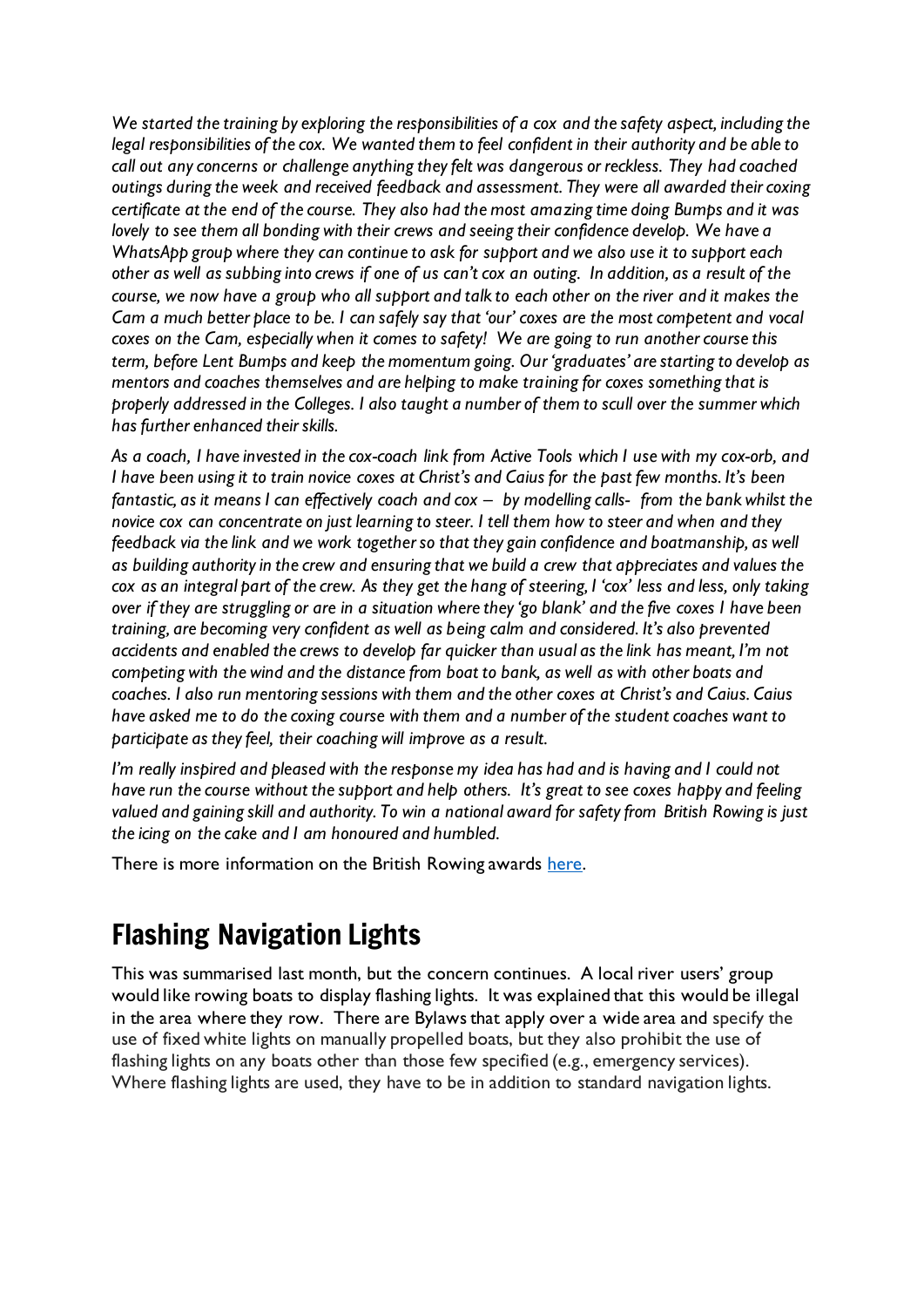*We started the training by exploring the responsibilities of a cox and the safety aspect, including the legal responsibilities of the cox. We wanted them to feel confident in their authority and be able to call out any concerns or challenge anything they felt was dangerous or reckless. They had coached outings during the week and received feedback and assessment. They were all awarded their coxing certificate at the end of the course. They also had the most amazing time doing Bumps and it was lovely to see them all bonding with their crews and seeing their confidence develop. We have a WhatsApp group where they can continue to ask for support and we also use it to support each other as well as subbing into crews if one of us can't cox an outing. In addition, as a result of the course, we now have a group who all support and talk to each other on the river and it makes the Cam a much better place to be. I can safely say that 'our' coxes are the most competent and vocal coxes on the Cam, especially when it comes to safety! We are going to run another course this term, before Lent Bumps and keep the momentum going. Our 'graduates' are starting to develop as mentors and coaches themselves and are helping to make training for coxes something that is properly addressed in the Colleges. I also taught a number of them to scull over the summer which has further enhanced their skills.*

*As a coach, I have invested in the cox-coach link from Active Tools which I use with my cox-orb, and I have been using it to train novice coxes at Christ's and Caius for the past few months. It's been fantastic, as it means I can effectively coach and cox – by modelling calls- from the bank whilst the novice cox can concentrate on just learning to steer. I tell them how to steer and when and they feedback via the link and we work together so that they gain confidence and boatmanship, as well as building authority in the crew and ensuring that we build a crew that appreciates and values the cox as an integral part of the crew. As they get the hang of steering, I 'cox' less and less, only taking over if they are struggling or are in a situation where they 'go blank' and the five coxes I have been training, are becoming very confident as well as being calm and considered. It's also prevented accidents and enabled the crews to develop far quicker than usual as the link has meant, I'm not competing with the wind and the distance from boat to bank, as well as with other boats and coaches. I also run mentoring sessions with them and the other coxes at Christ's and Caius. Caius have asked me to do the coxing course with them and a number of the student coaches want to participate as they feel, their coaching will improve as a result.*

*I'm really inspired and pleased with the response my idea has had and is having and I could not have run the course without the support and help others. It's great to see coxes happy and feeling valued and gaining skill and authority. To win a national award for safety from British Rowing is just the icing on the cake and I am honoured and humbled.*

There is more information on the British Rowing awards here.

## Flashing Navigation Lights

This was summarised last month, but the concern continues. A local river users' group would like rowing boats to display flashing lights. It was explained that this would be illegal in the area where they row. There are Bylaws that apply over a wide area and specify the use of fixed white lights on manually propelled boats, but they also prohibit the use of flashing lights on any boats other than those few specified (e.g., emergency services). Where flashing lights are used, they have to be in addition to standard navigation lights.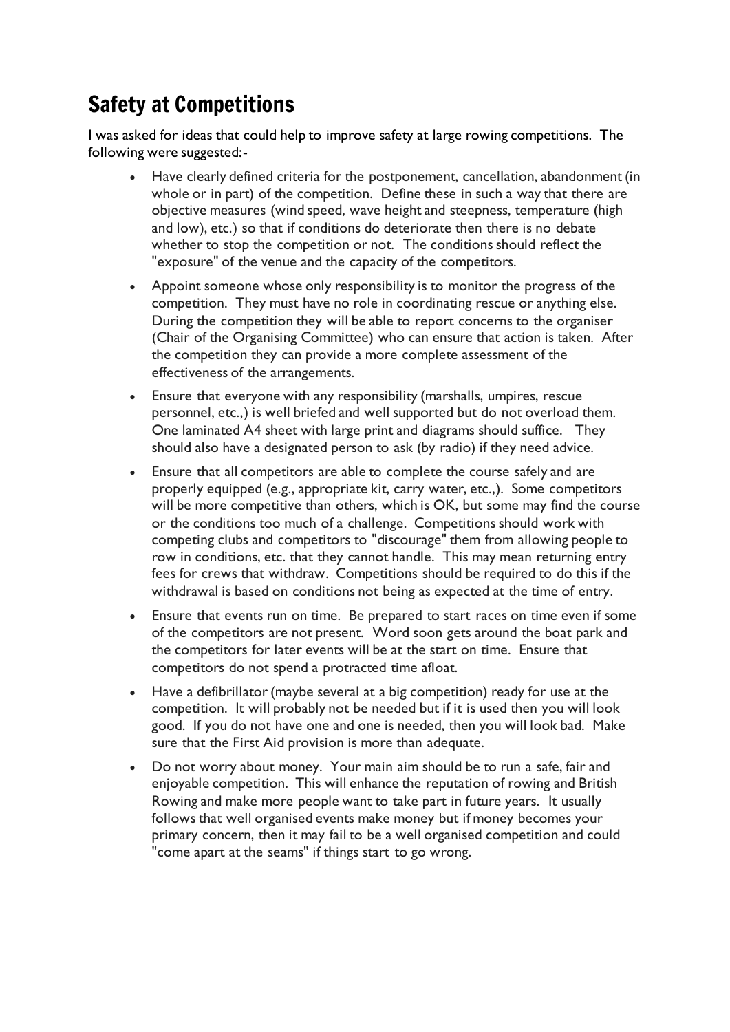## Safety at Competitions

I was asked for ideas that could help to improve safety at large rowing competitions. The following were suggested:-

- Have clearly defined criteria for the postponement, cancellation, abandonment (in whole or in part) of the competition. Define these in such a way that there are objective measures (wind speed, wave height and steepness, temperature (high and low), etc.) so that if conditions do deteriorate then there is no debate whether to stop the competition or not. The conditions should reflect the "exposure" of the venue and the capacity of the competitors.
- Appoint someone whose only responsibility is to monitor the progress of the competition. They must have no role in coordinating rescue or anything else. During the competition they will be able to report concerns to the organiser (Chair of the Organising Committee) who can ensure that action is taken. After the competition they can provide a more complete assessment of the effectiveness of the arrangements.
- Ensure that everyone with any responsibility (marshalls, umpires, rescue personnel, etc.,) is well briefed and well supported but do not overload them. One laminated A4 sheet with large print and diagrams should suffice. They should also have a designated person to ask (by radio) if they need advice.
- Ensure that all competitors are able to complete the course safely and are properly equipped (e.g., appropriate kit, carry water, etc.,). Some competitors will be more competitive than others, which is OK, but some may find the course or the conditions too much of a challenge. Competitions should work with competing clubs and competitors to "discourage" them from allowing people to row in conditions, etc. that they cannot handle. This may mean returning entry fees for crews that withdraw. Competitions should be required to do this if the withdrawal is based on conditions not being as expected at the time of entry.
- Ensure that events run on time. Be prepared to start races on time even if some of the competitors are not present. Word soon gets around the boat park and the competitors for later events will be at the start on time. Ensure that competitors do not spend a protracted time afloat.
- Have a defibrillator (maybe several at a big competition) ready for use at the competition. It will probably not be needed but if it is used then you will look good. If you do not have one and one is needed, then you will look bad. Make sure that the First Aid provision is more than adequate.
- Do not worry about money. Your main aim should be to run a safe, fair and enjoyable competition. This will enhance the reputation of rowing and British Rowing and make more people want to take part in future years. It usually follows that well organised events make money but if money becomes your primary concern, then it may fail to be a well organised competition and could "come apart at the seams" if things start to go wrong.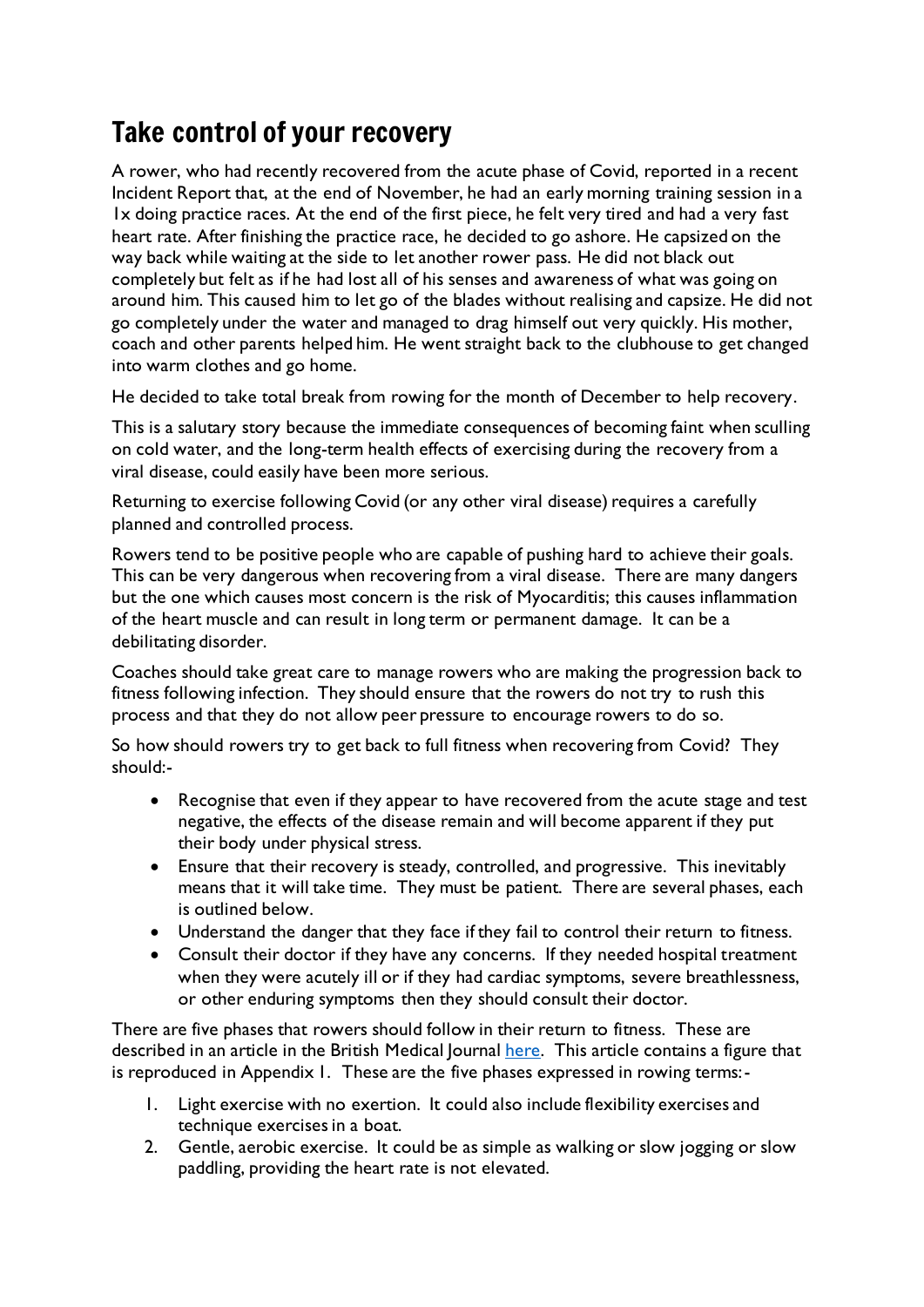# Take control of your recovery

A rower, who had recently recovered from the acute phase of Covid, reported in a recent Incident Report that, at the end of November, he had an early morning training session in a 1x doing practice races. At the end of the first piece, he felt very tired and had a very fast heart rate. After finishing the practice race, he decided to go ashore. He capsized on the way back while waiting at the side to let another rower pass. He did not black out completely but felt as if he had lost all of his senses and awareness of what was going on around him. This caused him to let go of the blades without realising and capsize. He did not go completely under the water and managed to drag himself out very quickly. His mother, coach and other parents helped him. He went straight back to the clubhouse to get changed into warm clothes and go home.

He decided to take total break from rowing for the month of December to help recovery.

This is a salutary story because the immediate consequences of becoming faint when sculling on cold water, and the long-term health effects of exercising during the recovery from a viral disease, could easily have been more serious.

Returning to exercise following Covid (or any other viral disease) requires a carefully planned and controlled process.

Rowers tend to be positive people who are capable of pushing hard to achieve their goals. This can be very dangerous when recovering from a viral disease. There are many dangers but the one which causes most concern is the risk of Myocarditis; this causes inflammation of the heart muscle and can result in long term or permanent damage. It can be a debilitating disorder.

Coaches should take great care to manage rowers who are making the progression back to fitness following infection. They should ensure that the rowers do not try to rush this process and that they do not allow peer pressure to encourage rowers to do so.

So how should rowers try to get back to full fitness when recovering from Covid? They should:-

- Recognise that even if they appear to have recovered from the acute stage and test negative, the effects of the disease remain and will become apparent if they put their body under physical stress.
- Ensure that their recovery is steady, controlled, and progressive. This inevitably means that it will take time. They must be patient. There are several phases, each is outlined below.
- Understand the danger that they face if they fail to control their return to fitness.
- Consult their doctor if they have any concerns. If they needed hospital treatment when they were acutely ill or if they had cardiac symptoms, severe breathlessness, or other enduring symptoms then they should consult their doctor.

There are five phases that rowers should follow in their return to fitness. These are described in an article in the British Medical Journal here. This article contains a figure that is reproduced in Appendix 1. These are the five phases expressed in rowing terms:-

1. Light exercise with no exertion. It could also include flexibility exercises and technique exercises in a boat.
2. Gentle, aerobic exercise. It could be as simple as walking or slow jogging or slow paddling, providing the heart rate is not elevated.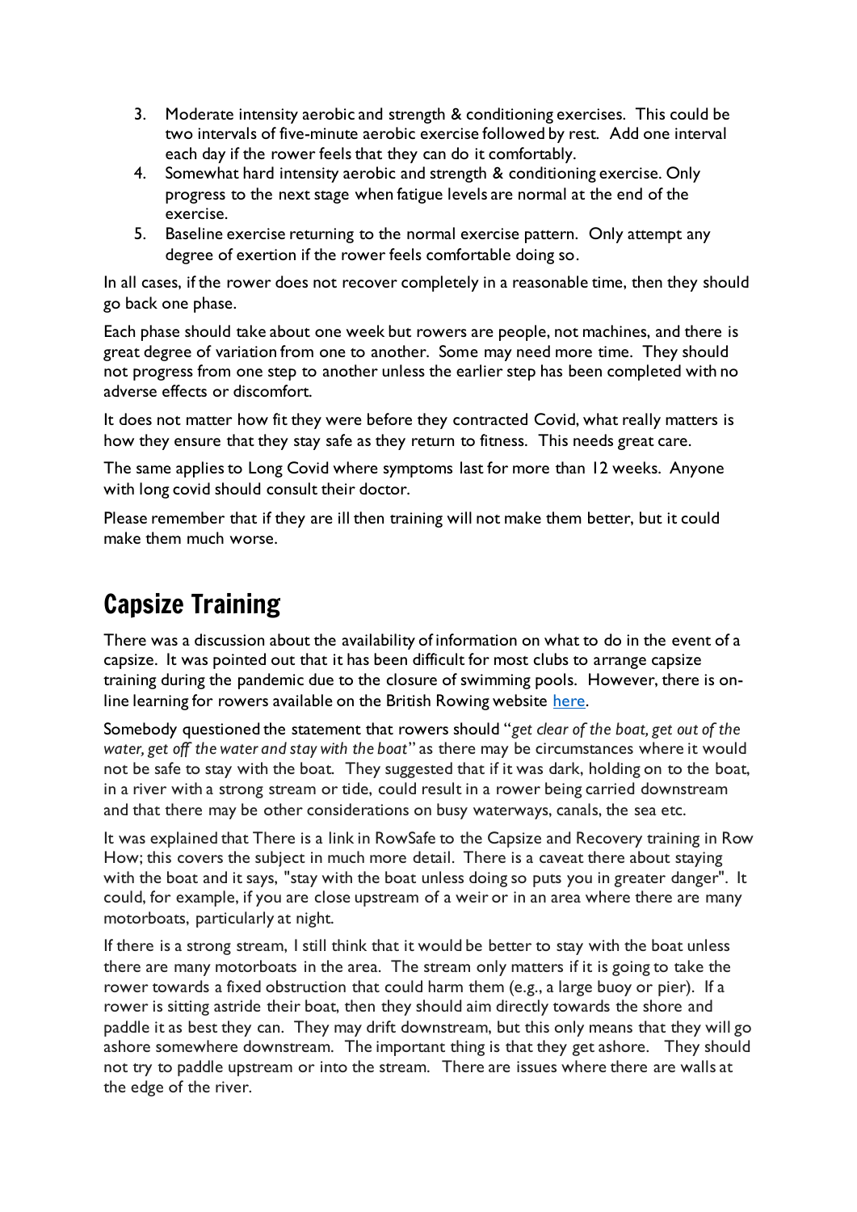3. Moderate intensity aerobic and strength & conditioning exercises. This could be two intervals of five-minute aerobic exercise followed by rest. Add one interval each day if the rower feels that they can do it comfortably.
4. Somewhat hard intensity aerobic and strength & conditioning exercise. Only progress to the next stage when fatigue levels are normal at the end of the exercise.
5. Baseline exercise returning to the normal exercise pattern. Only attempt any degree of exertion if the rower feels comfortable doing so.

In all cases, if the rower does not recover completely in a reasonable time, then they should go back one phase.

Each phase should take about one week but rowers are people, not machines, and there is great degree of variation from one to another. Some may need more time. They should not progress from one step to another unless the earlier step has been completed with no adverse effects or discomfort.

It does not matter how fit they were before they contracted Covid, what really matters is how they ensure that they stay safe as they return to fitness. This needs great care.

The same applies to Long Covid where symptoms last for more than 12 weeks. Anyone with long covid should consult their doctor.

Please remember that if they are ill then training will not make them better, but it could make them much worse.

# Capsize Training

There was a discussion about the availability of information on what to do in the event of a capsize. It was pointed out that it has been difficult for most clubs to arrange capsize training during the pandemic due to the closure of swimming pools. However, there is on-line learning for rowers available on the British Rowing website [here](here).

Somebody questioned the statement that rowers should "*get clear of the boat, get out of the water, get off the water and stay with the boat*" as there may be circumstances where it would not be safe to stay with the boat. They suggested that if it was dark, holding on to the boat, in a river with a strong stream or tide, could result in a rower being carried downstream and that there may be other considerations on busy waterways, canals, the sea etc.

It was explained that There is a link in RowSafe to the Capsize and Recovery training in Row How; this covers the subject in much more detail. There is a caveat there about staying with the boat and it says, "stay with the boat unless doing so puts you in greater danger". It could, for example, if you are close upstream of a weir or in an area where there are many motorboats, particularly at night.

If there is a strong stream, I still think that it would be better to stay with the boat unless there are many motorboats in the area. The stream only matters if it is going to take the rower towards a fixed obstruction that could harm them (e.g., a large buoy or pier). If a rower is sitting astride their boat, then they should aim directly towards the shore and paddle it as best they can. They may drift downstream, but this only means that they will go ashore somewhere downstream. The important thing is that they get ashore. They should not try to paddle upstream or into the stream. There are issues where there are walls at the edge of the river.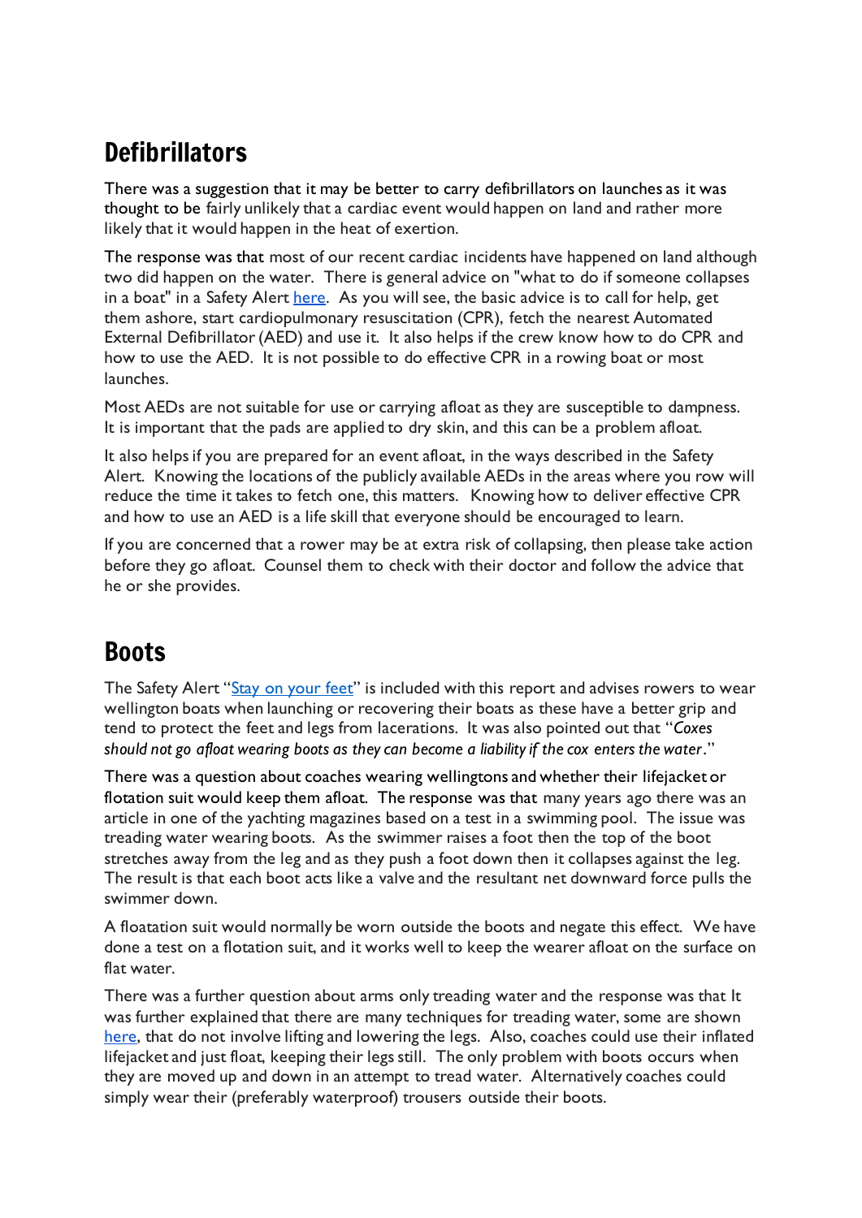## Defibrillators

There was a suggestion that it may be better to carry defibrillators on launches as it was thought to be fairly unlikely that a cardiac event would happen on land and rather more likely that it would happen in the heat of exertion.

The response was that most of our recent cardiac incidents have happened on land although two did happen on the water. There is general advice on "what to do if someone collapses in a boat" in a Safety Alert here. As you will see, the basic advice is to call for help, get them ashore, start cardiopulmonary resuscitation (CPR), fetch the nearest Automated External Defibrillator (AED) and use it. It also helps if the crew know how to do CPR and how to use the AED. It is not possible to do effective CPR in a rowing boat or most launches.

Most AEDs are not suitable for use or carrying afloat as they are susceptible to dampness. It is important that the pads are applied to dry skin, and this can be a problem afloat.

It also helps if you are prepared for an event afloat, in the ways described in the Safety Alert. Knowing the locations of the publicly available AEDs in the areas where you row will reduce the time it takes to fetch one, this matters. Knowing how to deliver effective CPR and how to use an AED is a life skill that everyone should be encouraged to learn.

If you are concerned that a rower may be at extra risk of collapsing, then please take action before they go afloat. Counsel them to check with their doctor and follow the advice that he or she provides.

## Boots

The Safety Alert "Stay on your feet" is included with this report and advises rowers to wear wellington boats when launching or recovering their boats as these have a better grip and tend to protect the feet and legs from lacerations. It was also pointed out that "*Coxes should not go afloat wearing boots as they can become a liability if the cox enters the water*."

There was a question about coaches wearing wellingtons and whether their lifejacket or flotation suit would keep them afloat. The response was that many years ago there was an article in one of the yachting magazines based on a test in a swimming pool. The issue was treading water wearing boots. As the swimmer raises a foot then the top of the boot stretches away from the leg and as they push a foot down then it collapses against the leg. The result is that each boot acts like a valve and the resultant net downward force pulls the swimmer down.

A floatation suit would normally be worn outside the boots and negate this effect. We have done a test on a flotation suit, and it works well to keep the wearer afloat on the surface on flat water.

There was a further question about arms only treading water and the response was that It was further explained that there are many techniques for treading water, some are shown here, that do not involve lifting and lowering the legs. Also, coaches could use their inflated lifejacket and just float, keeping their legs still. The only problem with boots occurs when they are moved up and down in an attempt to tread water. Alternatively coaches could simply wear their (preferably waterproof) trousers outside their boots.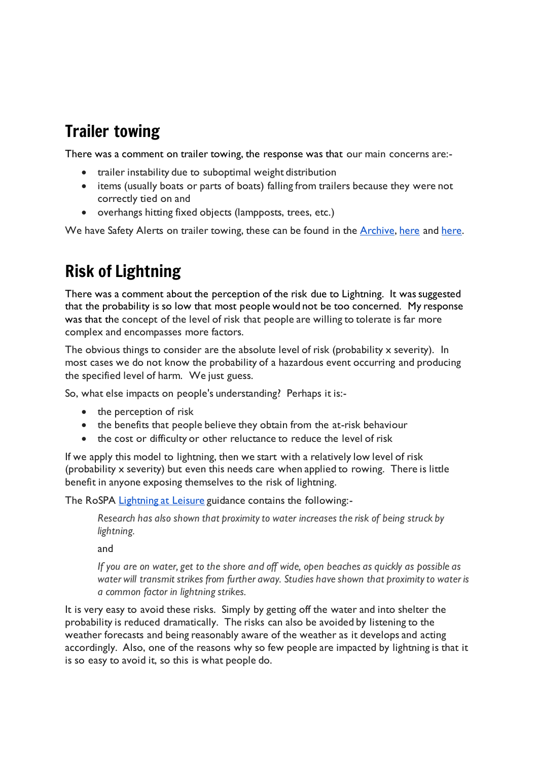## Trailer towing

There was a comment on trailer towing, the response was that our main concerns are:-

- trailer instability due to suboptimal weight distribution
- items (usually boats or parts of boats) falling from trailers because they were not correctly tied on and
- overhangs hitting fixed objects (lampposts, trees, etc.)

We have Safety Alerts on trailer towing, these can be found in the Archive, here and here.

## Risk of Lightning

There was a comment about the perception of the risk due to Lightning. It was suggested that the probability is so low that most people would not be too concerned. My response was that the concept of the level of risk that people are willing to tolerate is far more complex and encompasses more factors.

The obvious things to consider are the absolute level of risk (probability x severity). In most cases we do not know the probability of a hazardous event occurring and producing the specified level of harm. We just guess.

So, what else impacts on people's understanding? Perhaps it is:-

- the perception of risk
- the benefits that people believe they obtain from the at-risk behaviour
- the cost or difficulty or other reluctance to reduce the level of risk

If we apply this model to lightning, then we start with a relatively low level of risk (probability x severity) but even this needs care when applied to rowing. There is little benefit in anyone exposing themselves to the risk of lightning.

The RoSPA Lightning at Leisure guidance contains the following:-

> *Research has also shown that proximity to water increases the risk of being struck by lightning.*
>
> and
>
> *If you are on water, get to the shore and off wide, open beaches as quickly as possible as water will transmit strikes from further away. Studies have shown that proximity to water is a common factor in lightning strikes.*

It is very easy to avoid these risks. Simply by getting off the water and into shelter the probability is reduced dramatically. The risks can also be avoided by listening to the weather forecasts and being reasonably aware of the weather as it develops and acting accordingly. Also, one of the reasons why so few people are impacted by lightning is that it is so easy to avoid it, so this is what people do.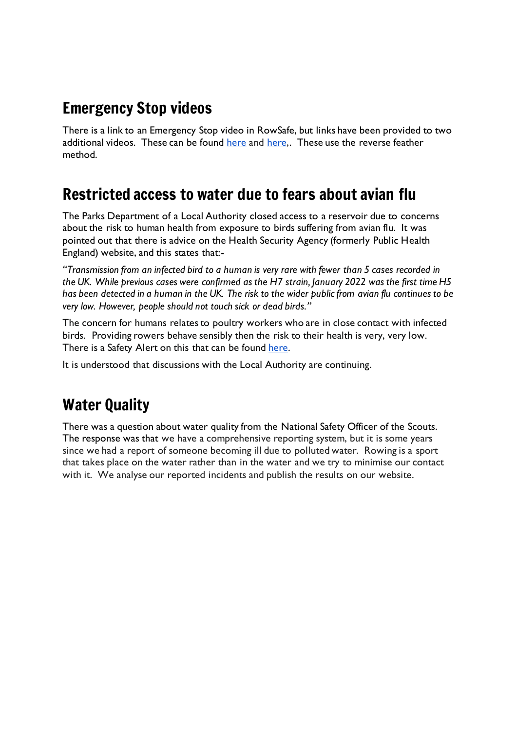## Emergency Stop videos

There is a link to an Emergency Stop video in RowSafe, but links have been provided to two additional videos. These can be found [here]() and [here](),. These use the reverse feather method.

## Restricted access to water due to fears about avian flu

The Parks Department of a Local Authority closed access to a reservoir due to concerns about the risk to human health from exposure to birds suffering from avian flu. It was pointed out that there is advice on the Health Security Agency (formerly Public Health England) website, and this states that:-

*"Transmission from an infected bird to a human is very rare with fewer than 5 cases recorded in the UK. While previous cases were confirmed as the H7 strain, January 2022 was the first time H5 has been detected in a human in the UK. The risk to the wider public from avian flu continues to be very low. However, people should not touch sick or dead birds."*

The concern for humans relates to poultry workers who are in close contact with infected birds. Providing rowers behave sensibly then the risk to their health is very, very low. There is a Safety Alert on this that can be found [here]().

It is understood that discussions with the Local Authority are continuing.

## Water Quality

There was a question about water quality from the National Safety Officer of the Scouts. The response was that we have a comprehensive reporting system, but it is some years since we had a report of someone becoming ill due to polluted water. Rowing is a sport that takes place on the water rather than in the water and we try to minimise our contact with it. We analyse our reported incidents and publish the results on our website.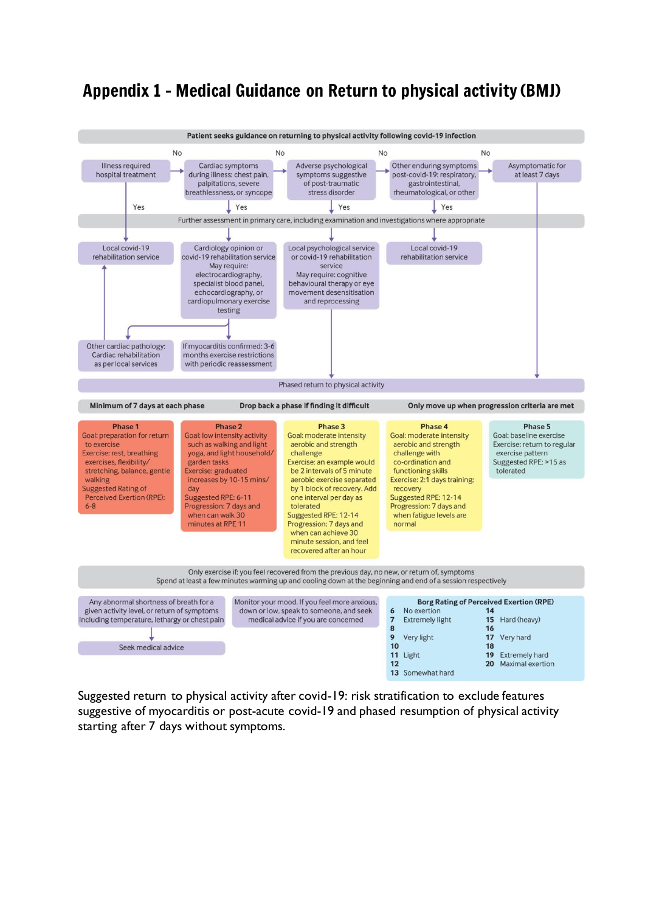# Appendix 1 - Medical Guidance on Return to physical activity (BMJ)

Patient seeks guidance on returning to physical activity following covid-19 infection

Illness required hospital treatment

No

Cardiac symptoms during illness: chest pain, palpitations, severe breathlessness, or syncope

No

Adverse psychological symptoms suggestive of post-traumatic stress disorder

No

Other enduring symptoms post-covid-19: respiratory, gastrointestinal, rheumatological, or other

No

Asymptomatic for at least 7 days

Yes

Yes

Yes

Further assessment in primary care, including examination and investigations where appropriate

Local covid-19 rehabilitation service

Cardiology opinion or covid-19 rehabilitation service
May require: electrocardiography, specialist blood panel, echocardiography, or cardiopulmonary exercise testing

Local psychological service or covid-19 rehabilitation service
May require: cognitive behavioural therapy or eye movement desensitisation and reprocessing

Local covid-19 rehabilitation service

Other cardiac pathology: Cardiac rehabilitation as per local services

If myocarditis confirmed: 3-6 months exercise restrictions with periodic reassessment

Phased return to physical activity

**Minimum of 7 days at each phase** **Drop back a phase if finding it difficult** **Only move up when progression criteria are met**

**Phase 1**
Goal: preparation for return to exercise
Exercise: rest, breathing exercises, flexibility/stretching, balance, gentle walking
Suggested Rating of Perceived Exertion (RPE): 6-8

**Phase 2**
Goal: low intensity activity such as walking and light yoga, and light household/garden tasks
Exercise: graduated increases by 10-15 mins/day
Suggested RPE: 6-11
Progression: 7 days and when can walk 30 minutes at RPE 11

**Phase 3**
Goal: moderate intensity aerobic and strength challenge
Exercise: an example would be 2 intervals of 5 minute aerobic exercise separated by 1 block of recovery. Add one interval per day as tolerated
Suggested RPE: 12-14
Progression: 7 days and when can achieve 30 minute session, and feel recovered after an hour

**Phase 4**
Goal: moderate intensity aerobic and strength challenge with co-ordination and functioning skills
Exercise: 2:1 days training: recovery
Suggested RPE: 12-14
Progression: 7 days and when fatigue levels are normal

**Phase 5**
Goal: baseline exercise
Exercise: return to regular exercise pattern
Suggested RPE: >15 as tolerated

Only exercise if: you feel recovered from the previous day, no new, or return of, symptoms
Spend at least a few minutes warming up and cooling down at the beginning and end of a session respectively

Any abnormal shortness of breath for a given activity level, or return of symptoms including temperature, lethargy or chest pain

Seek medical advice

Monitor your mood. If you feel more anxious, down or low, speak to someone, and seek medical advice if you are concerned

**Borg Rating of Perceived Exertion (RPE)**

6 No exertion
7 Extremely light
8
9 Very light
10
11 Light
12
13 Somewhat hard
14
15 Hard (heavy)
16
17 Very hard
18
19 Extremely hard
20 Maximal exertion

Suggested return to physical activity after covid-19: risk stratification to exclude features suggestive of myocarditis or post-acute covid-19 and phased resumption of physical activity starting after 7 days without symptoms.